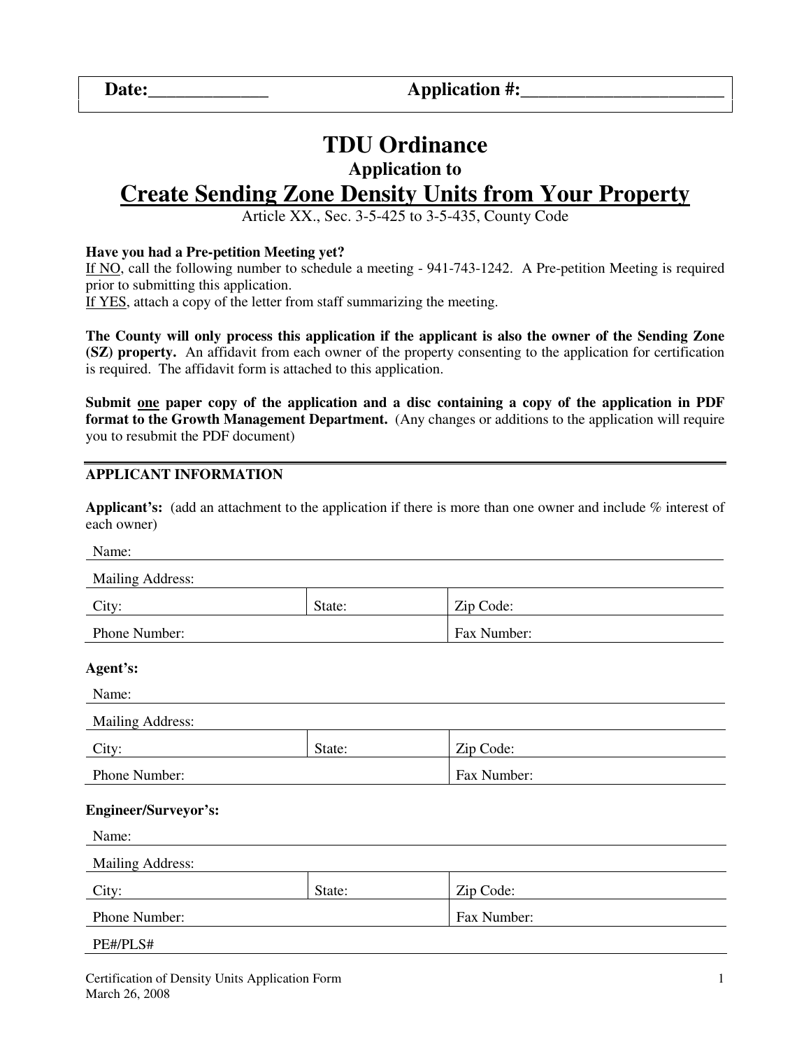| Date:_____________ | Application #:______________________ |
|---|---|

# TDU Ordinance

### Application to

## Create Sending Zone Density Units from Your Property

Article XX., Sec. 3-5-425 to 3-5-435, County Code

**Have you had a Pre-petition Meeting yet?**
If NO, call the following number to schedule a meeting - 941-743-1242. A Pre-petition Meeting is required prior to submitting this application.
If YES, attach a copy of the letter from staff summarizing the meeting.

**The County will only process this application if the applicant is also the owner of the Sending Zone (SZ) property.** An affidavit from each owner of the property consenting to the application for certification is required. The affidavit form is attached to this application.

**Submit one paper copy of the application and a disc containing a copy of the application in PDF format to the Growth Management Department.** (Any changes or additions to the application will require you to resubmit the PDF document)

---

**APPLICANT INFORMATION**

**Applicant's:** (add an attachment to the application if there is more than one owner and include % interest of each owner)

| Name: | | |
|---|---|---|
| Mailing Address: | | |
| City: | State: | Zip Code: |
| Phone Number: | | Fax Number: |

**Agent's:**

| Name: | | |
|---|---|---|
| Mailing Address: | | |
| City: | State: | Zip Code: |
| Phone Number: | | Fax Number: |

**Engineer/Surveyor's:**

| Name: | | |
|---|---|---|
| Mailing Address: | | |
| City: | State: | Zip Code: |
| Phone Number: | | Fax Number: |
| PE#/PLS# | | |

Certification of Density Units Application Form
March 26, 2008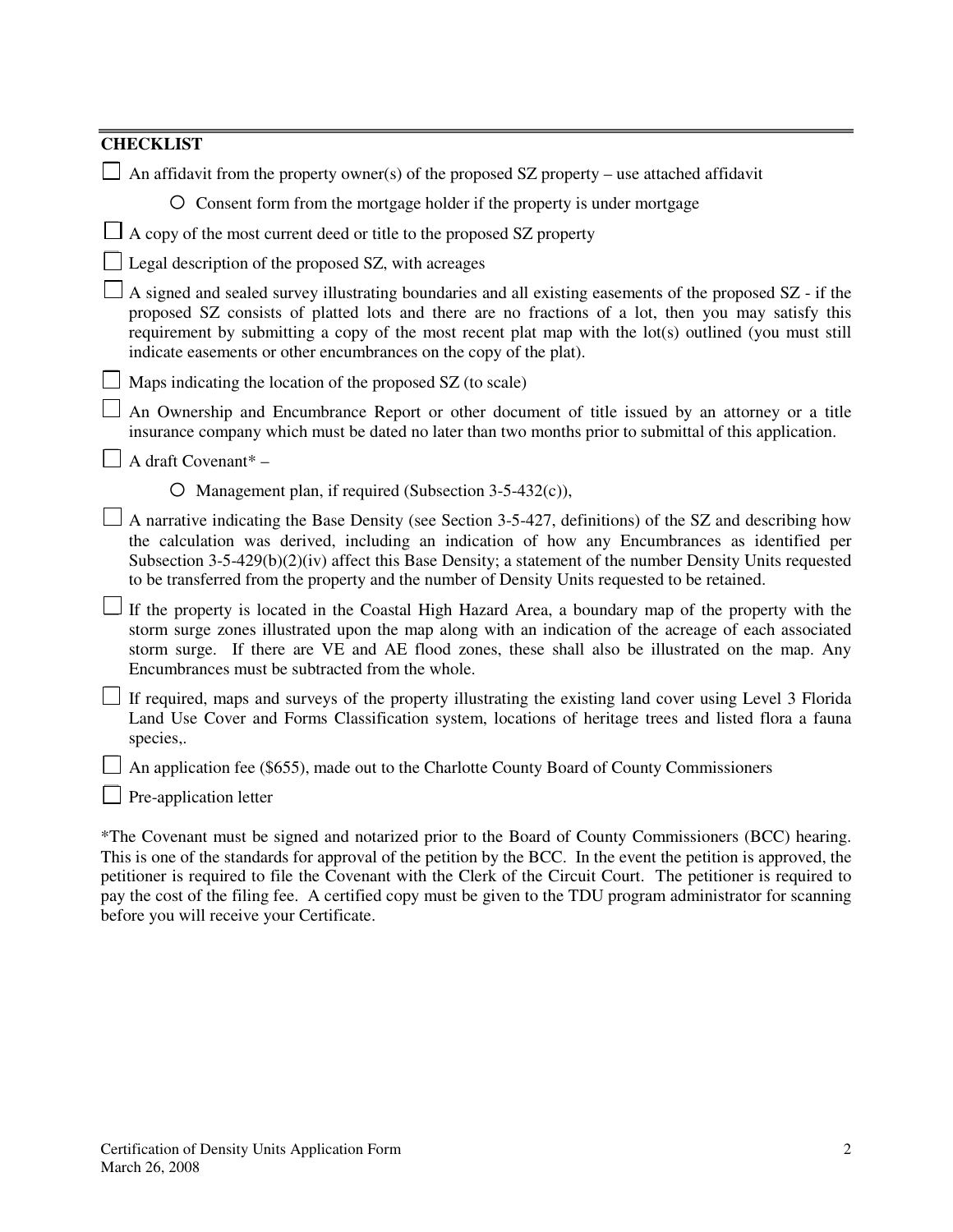## CHECKLIST

- [ ] An affidavit from the property owner(s) of the proposed SZ property – use attached affidavit
    - Consent form from the mortgage holder if the property is under mortgage
- [ ] A copy of the most current deed or title to the proposed SZ property
- [ ] Legal description of the proposed SZ, with acreages
- [ ] A signed and sealed survey illustrating boundaries and all existing easements of the proposed SZ - if the proposed SZ consists of platted lots and there are no fractions of a lot, then you may satisfy this requirement by submitting a copy of the most recent plat map with the lot(s) outlined (you must still indicate easements or other encumbrances on the copy of the plat).
- [ ] Maps indicating the location of the proposed SZ (to scale)
- [ ] An Ownership and Encumbrance Report or other document of title issued by an attorney or a title insurance company which must be dated no later than two months prior to submittal of this application.
- [ ] A draft Covenant* –
    - Management plan, if required (Subsection 3-5-432(c)),
- [ ] A narrative indicating the Base Density (see Section 3-5-427, definitions) of the SZ and describing how the calculation was derived, including an indication of how any Encumbrances as identified per Subsection 3-5-429(b)(2)(iv) affect this Base Density; a statement of the number Density Units requested to be transferred from the property and the number of Density Units requested to be retained.
- [ ] If the property is located in the Coastal High Hazard Area, a boundary map of the property with the storm surge zones illustrated upon the map along with an indication of the acreage of each associated storm surge. If there are VE and AE flood zones, these shall also be illustrated on the map. Any Encumbrances must be subtracted from the whole.
- [ ] If required, maps and surveys of the property illustrating the existing land cover using Level 3 Florida Land Use Cover and Forms Classification system, locations of heritage trees and listed flora a fauna species,.
- [ ] An application fee ($655), made out to the Charlotte County Board of County Commissioners
- [ ] Pre-application letter

*The Covenant must be signed and notarized prior to the Board of County Commissioners (BCC) hearing. This is one of the standards for approval of the petition by the BCC. In the event the petition is approved, the petitioner is required to file the Covenant with the Clerk of the Circuit Court. The petitioner is required to pay the cost of the filing fee. A certified copy must be given to the TDU program administrator for scanning before you will receive your Certificate.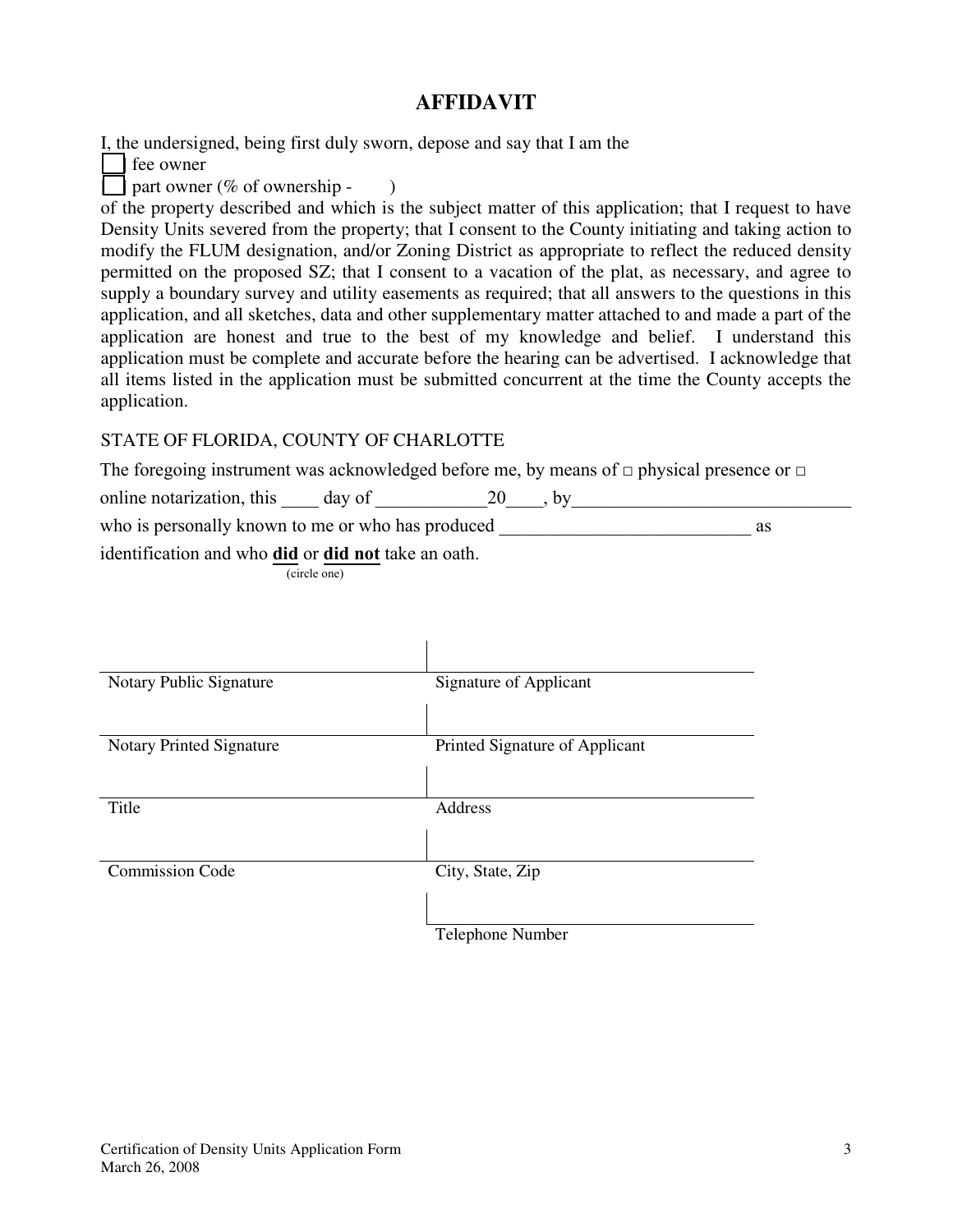# AFFIDAVIT

I, the undersigned, being first duly sworn, depose and say that I am the

☐ fee owner

☐ part owner (% of ownership - )

of the property described and which is the subject matter of this application; that I request to have Density Units severed from the property; that I consent to the County initiating and taking action to modify the FLUM designation, and/or Zoning District as appropriate to reflect the reduced density permitted on the proposed SZ; that I consent to a vacation of the plat, as necessary, and agree to supply a boundary survey and utility easements as required; that all answers to the questions in this application, and all sketches, data and other supplementary matter attached to and made a part of the application are honest and true to the best of my knowledge and belief. I understand this application must be complete and accurate before the hearing can be advertised. I acknowledge that all items listed in the application must be submitted concurrent at the time the County accepts the application.

STATE OF FLORIDA, COUNTY OF CHARLOTTE

The foregoing instrument was acknowledged before me, by means of □ physical presence or □ online notarization, this ____ day of ____________20____, by______________________________ who is personally known to me or who has produced ___________________________ as identification and who **did** or **did not** take an oath.
(circle one)

| | |
|---|---|
| Notary Public Signature | Signature of Applicant |
| Notary Printed Signature | Printed Signature of Applicant |
| Title | Address |
| Commission Code | City, State, Zip |
| | Telephone Number |

Certification of Density Units Application Form
March 26, 2008